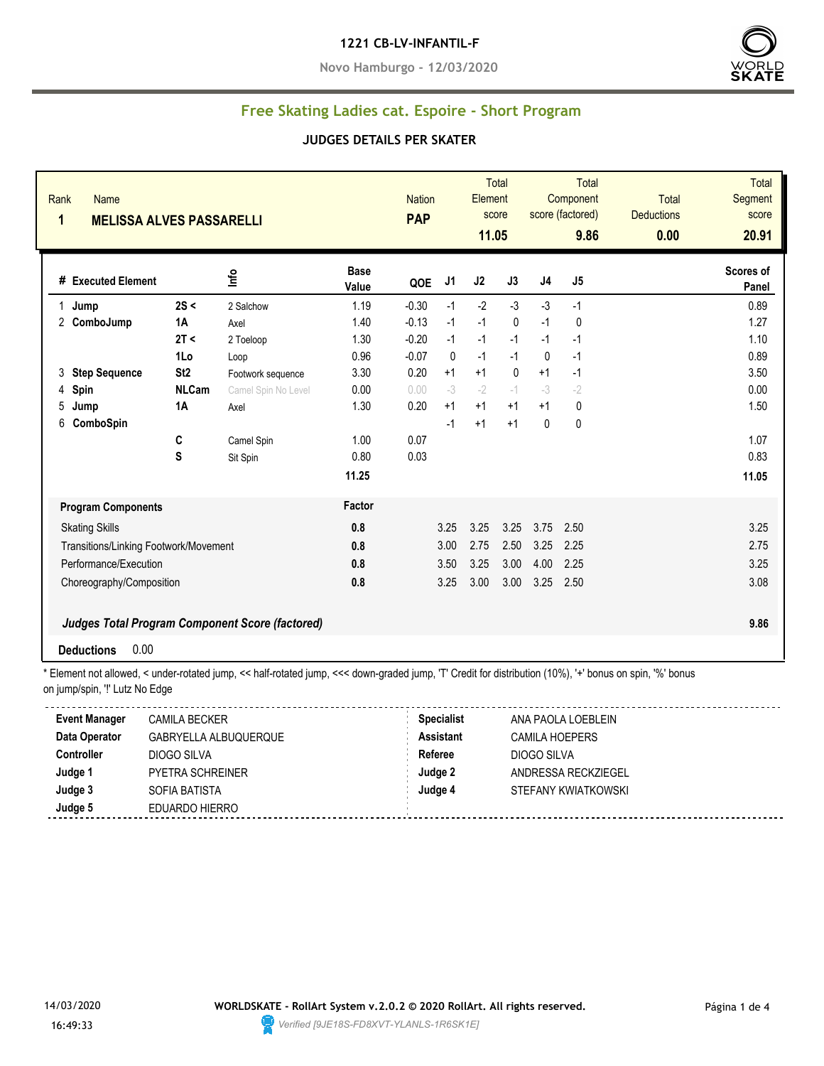# 1221 CB-LV-INFANTIL-F

**Novo Hamburgo - 12/03/2020**

## Free Skating Ladies cat. Espoire - Short Program

### JUDGES DETAILS PER SKATER

| Rank | Name | Nation | Total Element score | Total Component score (factored) | Total Deductions | Total Segment score |
|---|---|---|---|---|---|---|
| 1 | MELISSA ALVES PASSARELLI | PAP | 11.05 | 9.86 | 0.00 | 20.91 |

| # | Executed Element | | Info | Base Value | QOE | J1 | J2 | J3 | J4 | J5 | Scores of Panel |
|---|---|---|---|---|---|---|---|---|---|---|---|
| 1 | Jump | 2S < | 2 Salchow | 1.19 | -0.30 | -1 | -2 | -3 | -3 | -1 | 0.89 |
| 2 | ComboJump | 1A | Axel | 1.40 | -0.13 | -1 | -1 | 0 | -1 | 0 | 1.27 |
| | | 2T < | 2 Toeloop | 1.30 | -0.20 | -1 | -1 | -1 | -1 | -1 | 1.10 |
| | | 1Lo | Loop | 0.96 | -0.07 | 0 | -1 | -1 | 0 | -1 | 0.89 |
| 3 | Step Sequence | St2 | Footwork sequence | 3.30 | 0.20 | +1 | +1 | 0 | +1 | -1 | 3.50 |
| 4 | Spin | NLCam | Camel Spin No Level | 0.00 | 0.00 | -3 | -2 | -1 | -3 | -2 | 0.00 |
| 5 | Jump | 1A | Axel | 1.30 | 0.20 | +1 | +1 | +1 | +1 | 0 | 1.50 |
| 6 | ComboSpin | | | | | -1 | +1 | +1 | 0 | 0 | |
| | | C | Camel Spin | 1.00 | 0.07 | | | | | | 1.07 |
| | | S | Sit Spin | 0.80 | 0.03 | | | | | | 0.83 |
| | | | | 11.25 | | | | | | | 11.05 |

| Program Components | Factor | J1 | J2 | J3 | J4 | J5 | |
|---|---|---|---|---|---|---|---|
| Skating Skills | 0.8 | 3.25 | 3.25 | 3.25 | 3.75 | 2.50 | 3.25 |
| Transitions/Linking Footwork/Movement | 0.8 | 3.00 | 2.75 | 2.50 | 3.25 | 2.25 | 2.75 |
| Performance/Execution | 0.8 | 3.50 | 3.25 | 3.00 | 4.00 | 2.25 | 3.25 |
| Choreography/Composition | 0.8 | 3.25 | 3.00 | 3.00 | 3.25 | 2.50 | 3.08 |

***Judges Total Program Component Score (factored)*** 9.86

**Deductions** 0.00

\* Element not allowed, < under-rotated jump, << half-rotated jump, <<< down-graded jump, 'T' Credit for distribution (10%), '+' bonus on spin, '%' bonus on jump/spin, '!' Lutz No Edge

| | | | |
|---|---|---|---|
| **Event Manager** | CAMILA BECKER | **Specialist** | ANA PAOLA LOEBLEIN |
| **Data Operator** | GABRYELLA ALBUQUERQUE | **Assistant** | CAMILA HOEPERS |
| **Controller** | DIOGO SILVA | **Referee** | DIOGO SILVA |
| **Judge 1** | PYETRA SCHREINER | **Judge 2** | ANDRESSA RECKZIEGEL |
| **Judge 3** | SOFIA BATISTA | **Judge 4** | STEFANY KWIATKOWSKI |
| **Judge 5** | EDUARDO HIERRO | | |

14/03/2020 16:49:33

**WORLDSKATE - RollArt System v.2.0.2 © 2020 RollArt. All rights reserved.**

*Verified [9JE18S-FD8XVT-YLANLS-1R6SK1E]*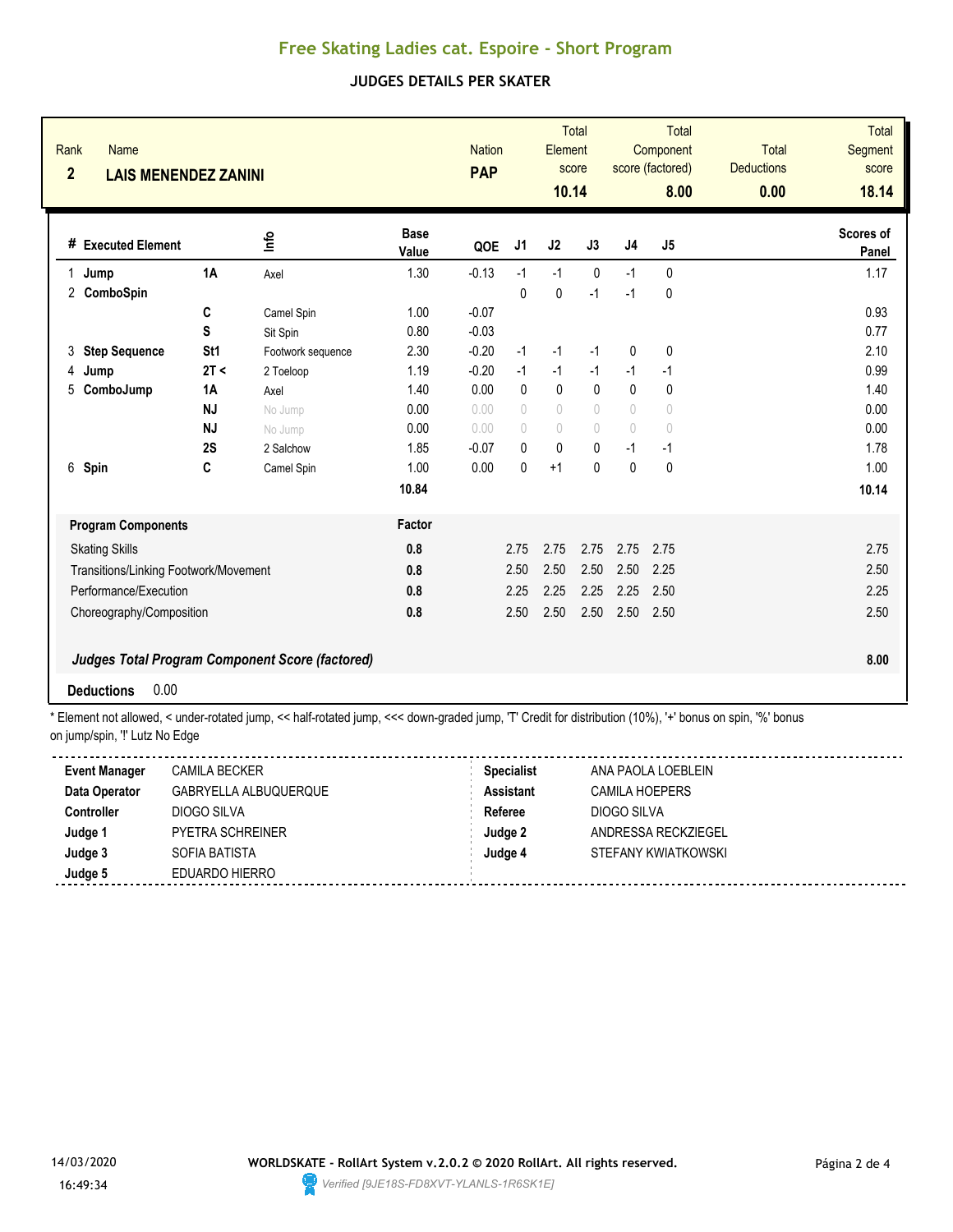# Free Skating Ladies cat. Espoire - Short Program

## JUDGES DETAILS PER SKATER

| Rank | Name | Nation | Total Element score | Total Component score (factored) | Total Deductions | Total Segment score |
|---|---|---|---|---|---|---|
| 2 | LAIS MENENDEZ ZANINI | PAP | 10.14 | 8.00 | 0.00 | 18.14 |

| # | Executed Element | | Info | Base Value | QOE | J1 | J2 | J3 | J4 | J5 | Scores of Panel |
|---|---|---|---|---|---|---|---|---|---|---|---|
| 1 | Jump | 1A | Axel | 1.30 | -0.13 | -1 | -1 | 0 | -1 | 0 | 1.17 |
| 2 | ComboSpin | | | | | 0 | 0 | -1 | -1 | 0 | |
| | | C | Camel Spin | 1.00 | -0.07 | | | | | | 0.93 |
| | | S | Sit Spin | 0.80 | -0.03 | | | | | | 0.77 |
| 3 | Step Sequence | St1 | Footwork sequence | 2.30 | -0.20 | -1 | -1 | -1 | 0 | 0 | 2.10 |
| 4 | Jump | 2T < | 2 Toeloop | 1.19 | -0.20 | -1 | -1 | -1 | -1 | -1 | 0.99 |
| 5 | ComboJump | 1A | Axel | 1.40 | 0.00 | 0 | 0 | 0 | 0 | 0 | 1.40 |
| | | NJ | No Jump | 0.00 | 0.00 | 0 | 0 | 0 | 0 | 0 | 0.00 |
| | | NJ | No Jump | 0.00 | 0.00 | 0 | 0 | 0 | 0 | 0 | 0.00 |
| | | 2S | 2 Salchow | 1.85 | -0.07 | 0 | 0 | 0 | -1 | -1 | 1.78 |
| 6 | Spin | C | Camel Spin | 1.00 | 0.00 | 0 | +1 | 0 | 0 | 0 | 1.00 |
| | | | | 10.84 | | | | | | | 10.14 |

| Program Components | Factor | J1 | J2 | J3 | J4 | J5 | |
|---|---|---|---|---|---|---|---|
| Skating Skills | 0.8 | 2.75 | 2.75 | 2.75 | 2.75 | 2.75 | 2.75 |
| Transitions/Linking Footwork/Movement | 0.8 | 2.50 | 2.50 | 2.50 | 2.50 | 2.25 | 2.50 |
| Performance/Execution | 0.8 | 2.25 | 2.25 | 2.25 | 2.25 | 2.50 | 2.25 |
| Choreography/Composition | 0.8 | 2.50 | 2.50 | 2.50 | 2.50 | 2.50 | 2.50 |

***Judges Total Program Component Score (factored)*** **8.00**

**Deductions** 0.00

\* Element not allowed, < under-rotated jump, << half-rotated jump, <<< down-graded jump, 'T' Credit for distribution (10%), '+' bonus on spin, '%' bonus on jump/spin, '!' Lutz No Edge

| | | | |
|---|---|---|---|
| **Event Manager** | CAMILA BECKER | **Specialist** | ANA PAOLA LOEBLEIN |
| **Data Operator** | GABRYELLA ALBUQUERQUE | **Assistant** | CAMILA HOEPERS |
| **Controller** | DIOGO SILVA | **Referee** | DIOGO SILVA |
| **Judge 1** | PYETRA SCHREINER | **Judge 2** | ANDRESSA RECKZIEGEL |
| **Judge 3** | SOFIA BATISTA | **Judge 4** | STEFANY KWIATKOWSKI |
| **Judge 5** | EDUARDO HIERRO | | |

14/03/2020 16:49:34

**WORLDSKATE - RollArt System v.2.0.2 © 2020 RollArt. All rights reserved.**

*Verified [9JE18S-FD8XVT-YLANLS-1R6SK1E]*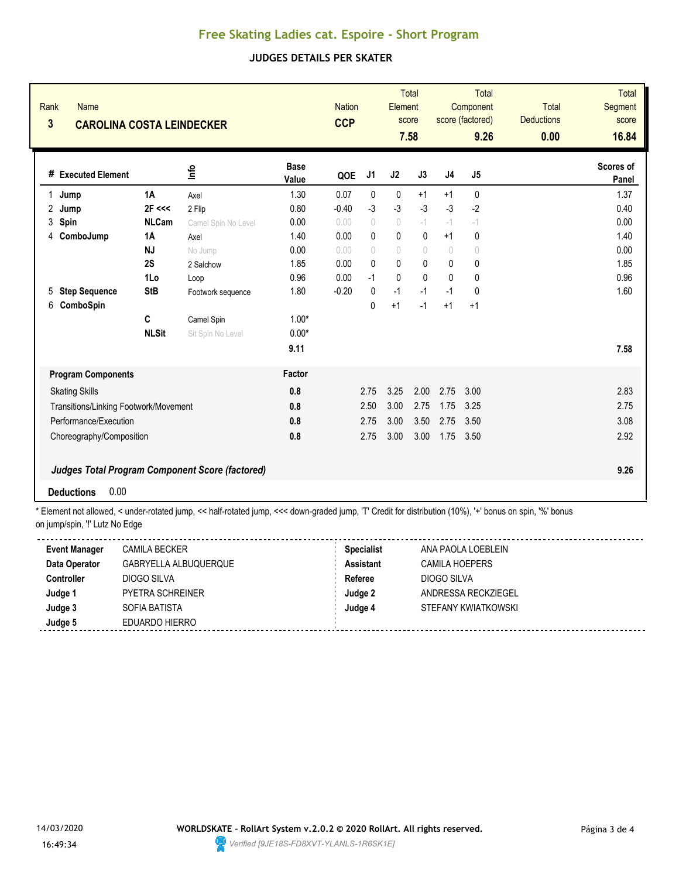# Free Skating Ladies cat. Espoire - Short Program

## JUDGES DETAILS PER SKATER

| Rank | Name | Nation | Total Element score | Total Component score (factored) | Total Deductions | Total Segment score |
|---|---|---|---|---|---|---|
| 3 | CAROLINA COSTA LEINDECKER | CCP | 7.58 | 9.26 | 0.00 | 16.84 |

| # | Executed Element | | Info | Base Value | QOE | J1 | J2 | J3 | J4 | J5 | Scores of Panel |
|---|---|---|---|---|---|---|---|---|---|---|---|
| 1 | Jump | 1A | Axel | 1.30 | 0.07 | 0 | 0 | +1 | +1 | 0 | 1.37 |
| 2 | Jump | 2F <<< | 2 Flip | 0.80 | -0.40 | -3 | -3 | -3 | -3 | -2 | 0.40 |
| 3 | Spin | NLCam | Camel Spin No Level | 0.00 | 0.00 | 0 | 0 | -1 | -1 | -1 | 0.00 |
| 4 | ComboJump | 1A | Axel | 1.40 | 0.00 | 0 | 0 | 0 | +1 | 0 | 1.40 |
| | | NJ | No Jump | 0.00 | 0.00 | 0 | 0 | 0 | 0 | 0 | 0.00 |
| | | 2S | 2 Salchow | 1.85 | 0.00 | 0 | 0 | 0 | 0 | 0 | 1.85 |
| | | 1Lo | Loop | 0.96 | 0.00 | -1 | 0 | 0 | 0 | 0 | 0.96 |
| 5 | Step Sequence | StB | Footwork sequence | 1.80 | -0.20 | 0 | -1 | -1 | -1 | 0 | 1.60 |
| 6 | ComboSpin | | | | | 0 | +1 | -1 | +1 | +1 | |
| | | C | Camel Spin | 1.00* | | | | | | | |
| | | NLSit | Sit Spin No Level | 0.00* | | | | | | | |
| | | | | 9.11 | | | | | | | 7.58 |

| Program Components | Factor | J1 | J2 | J3 | J4 | J5 | |
|---|---|---|---|---|---|---|---|
| Skating Skills | 0.8 | 2.75 | 3.25 | 2.00 | 2.75 | 3.00 | 2.83 |
| Transitions/Linking Footwork/Movement | 0.8 | 2.50 | 3.00 | 2.75 | 1.75 | 3.25 | 2.75 |
| Performance/Execution | 0.8 | 2.75 | 3.00 | 3.50 | 2.75 | 3.50 | 3.08 |
| Choreography/Composition | 0.8 | 2.75 | 3.00 | 3.00 | 1.75 | 3.50 | 2.92 |

***Judges Total Program Component Score (factored)*** **9.26**

**Deductions** 0.00

* Element not allowed, < under-rotated jump, << half-rotated jump, <<< down-graded jump, 'T' Credit for distribution (10%), '+' bonus on spin, '%' bonus on jump/spin, '!' Lutz No Edge

| | | | |
|---|---|---|---|
| **Event Manager** | CAMILA BECKER | **Specialist** | ANA PAOLA LOEBLEIN |
| **Data Operator** | GABRYELLA ALBUQUERQUE | **Assistant** | CAMILA HOEPERS |
| **Controller** | DIOGO SILVA | **Referee** | DIOGO SILVA |
| **Judge 1** | PYETRA SCHREINER | **Judge 2** | ANDRESSA RECKZIEGEL |
| **Judge 3** | SOFIA BATISTA | **Judge 4** | STEFANY KWIATKOWSKI |
| **Judge 5** | EDUARDO HIERRO | | |

14/03/2020 16:49:34

**WORLDSKATE - RollArt System v.2.0.2 © 2020 RollArt. All rights reserved.**

*Verified [9JE18S-FD8XVT-YLANLS-1R6SK1E]*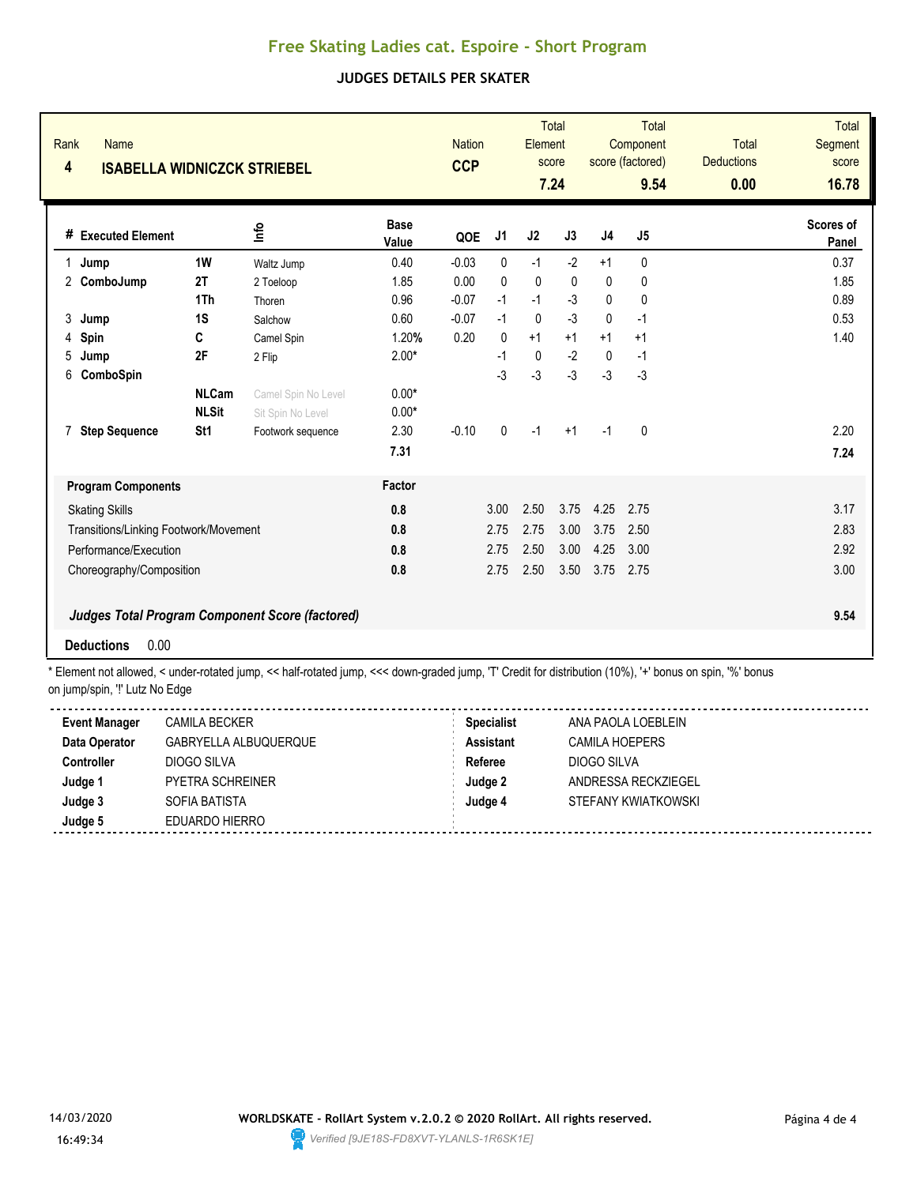# Free Skating Ladies cat. Espoire - Short Program

## JUDGES DETAILS PER SKATER

| Rank | Name | Nation | Total Element score | Total Component score (factored) | Total Deductions | Total Segment score |
|---|---|---|---|---|---|---|
| 4 | ISABELLA WIDNICZCK STRIEBEL | CCP | 7.24 | 9.54 | 0.00 | 16.78 |

| # | Executed Element | | Info | Base Value | QOE | J1 | J2 | J3 | J4 | J5 | Scores of Panel |
|---|---|---|---|---|---|---|---|---|---|---|---|
| 1 | Jump | 1W | Waltz Jump | 0.40 | -0.03 | 0 | -1 | -2 | +1 | 0 | 0.37 |
| 2 | ComboJump | 2T | 2 Toeloop | 1.85 | 0.00 | 0 | 0 | 0 | 0 | 0 | 1.85 |
| | | 1Th | Thoren | 0.96 | -0.07 | -1 | -1 | -3 | 0 | 0 | 0.89 |
| 3 | Jump | 1S | Salchow | 0.60 | -0.07 | -1 | 0 | -3 | 0 | -1 | 0.53 |
| 4 | Spin | C | Camel Spin | 1.20% | 0.20 | 0 | +1 | +1 | +1 | +1 | 1.40 |
| 5 | Jump | 2F | 2 Flip | 2.00* | | -1 | 0 | -2 | 0 | -1 | |
| 6 | ComboSpin | | | | | -3 | -3 | -3 | -3 | -3 | |
| | | NLCam | Camel Spin No Level | 0.00* | | | | | | | |
| | | NLSit | Sit Spin No Level | 0.00* | | | | | | | |
| 7 | Step Sequence | St1 | Footwork sequence | 2.30 | -0.10 | 0 | -1 | +1 | -1 | 0 | 2.20 |
| | | | | 7.31 | | | | | | | 7.24 |

| Program Components | Factor | J1 | J2 | J3 | J4 | J5 | Scores of Panel |
|---|---|---|---|---|---|---|---|
| Skating Skills | 0.8 | 3.00 | 2.50 | 3.75 | 4.25 | 2.75 | 3.17 |
| Transitions/Linking Footwork/Movement | 0.8 | 2.75 | 2.75 | 3.00 | 3.75 | 2.50 | 2.83 |
| Performance/Execution | 0.8 | 2.75 | 2.50 | 3.00 | 4.25 | 3.00 | 2.92 |
| Choreography/Composition | 0.8 | 2.75 | 2.50 | 3.50 | 3.75 | 2.75 | 3.00 |

***Judges Total Program Component Score (factored)*** **9.54**

**Deductions** 0.00

\* Element not allowed, < under-rotated jump, << half-rotated jump, <<< down-graded jump, 'T' Credit for distribution (10%), '+' bonus on spin, '%' bonus on jump/spin, '!' Lutz No Edge

| | | | |
|---|---|---|---|
| **Event Manager** | CAMILA BECKER | **Specialist** | ANA PAOLA LOEBLEIN |
| **Data Operator** | GABRYELLA ALBUQUERQUE | **Assistant** | CAMILA HOEPERS |
| **Controller** | DIOGO SILVA | **Referee** | DIOGO SILVA |
| **Judge 1** | PYETRA SCHREINER | **Judge 2** | ANDRESSA RECKZIEGEL |
| **Judge 3** | SOFIA BATISTA | **Judge 4** | STEFANY KWIATKOWSKI |
| **Judge 5** | EDUARDO HIERRO | | |

14/03/2020 16:49:34

WORLDSKATE - RollArt System v.2.0.2 © 2020 RollArt. All rights reserved.

Verified [9JE18S-FD8XVT-YLANLS-1R6SK1E]